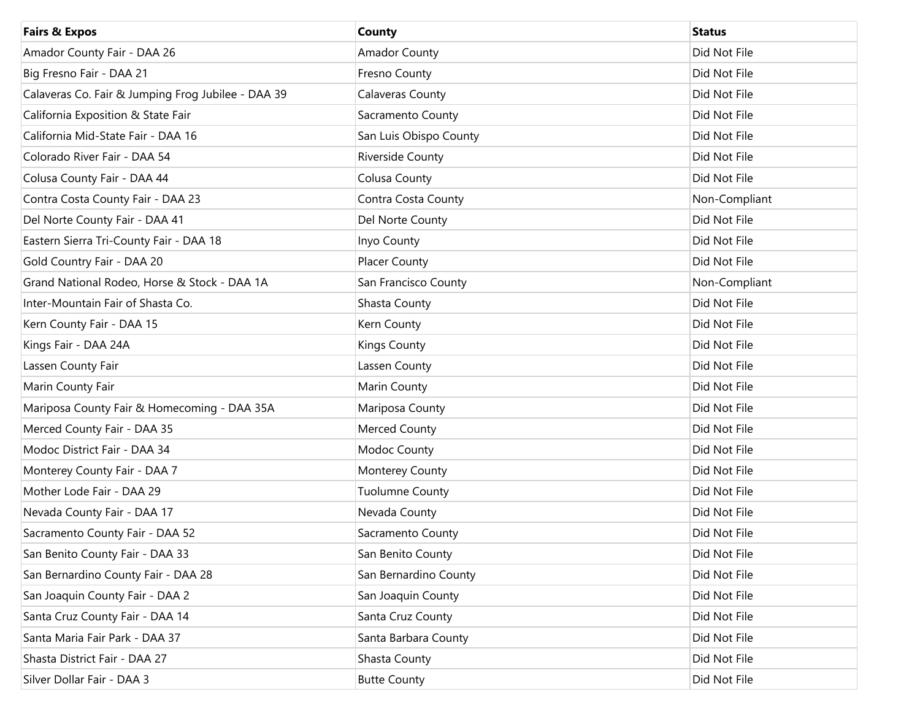| Fairs & Expos | County | Status |
| --- | --- | --- |
| Amador County Fair - DAA 26 | Amador County | Did Not File |
| Big Fresno Fair - DAA 21 | Fresno County | Did Not File |
| Calaveras Co. Fair & Jumping Frog Jubilee - DAA 39 | Calaveras County | Did Not File |
| California Exposition & State Fair | Sacramento County | Did Not File |
| California Mid-State Fair - DAA 16 | San Luis Obispo County | Did Not File |
| Colorado River Fair - DAA 54 | Riverside County | Did Not File |
| Colusa County Fair - DAA 44 | Colusa County | Did Not File |
| Contra Costa County Fair - DAA 23 | Contra Costa County | Non-Compliant |
| Del Norte County Fair - DAA 41 | Del Norte County | Did Not File |
| Eastern Sierra Tri-County Fair - DAA 18 | Inyo County | Did Not File |
| Gold Country Fair - DAA 20 | Placer County | Did Not File |
| Grand National Rodeo, Horse & Stock - DAA 1A | San Francisco County | Non-Compliant |
| Inter-Mountain Fair of Shasta Co. | Shasta County | Did Not File |
| Kern County Fair - DAA 15 | Kern County | Did Not File |
| Kings Fair - DAA 24A | Kings County | Did Not File |
| Lassen County Fair | Lassen County | Did Not File |
| Marin County Fair | Marin County | Did Not File |
| Mariposa County Fair & Homecoming - DAA 35A | Mariposa County | Did Not File |
| Merced County Fair - DAA 35 | Merced County | Did Not File |
| Modoc District Fair - DAA 34 | Modoc County | Did Not File |
| Monterey County Fair - DAA 7 | Monterey County | Did Not File |
| Mother Lode Fair - DAA 29 | Tuolumne County | Did Not File |
| Nevada County Fair - DAA 17 | Nevada County | Did Not File |
| Sacramento County Fair - DAA 52 | Sacramento County | Did Not File |
| San Benito County Fair - DAA 33 | San Benito County | Did Not File |
| San Bernardino County Fair - DAA 28 | San Bernardino County | Did Not File |
| San Joaquin County Fair - DAA 2 | San Joaquin County | Did Not File |
| Santa Cruz County Fair - DAA 14 | Santa Cruz County | Did Not File |
| Santa Maria Fair Park - DAA 37 | Santa Barbara County | Did Not File |
| Shasta District Fair - DAA 27 | Shasta County | Did Not File |
| Silver Dollar Fair - DAA 3 | Butte County | Did Not File |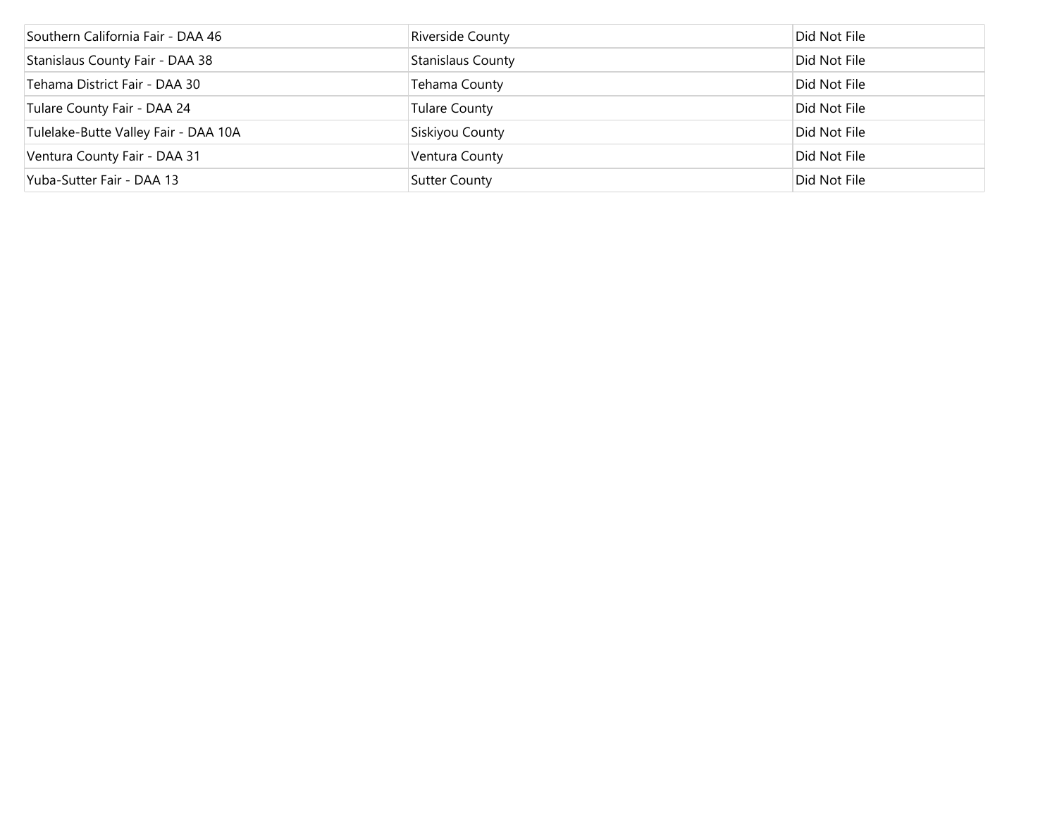| | | |
|---|---|---|
| Southern California Fair - DAA 46 | Riverside County | Did Not File |
| Stanislaus County Fair - DAA 38 | Stanislaus County | Did Not File |
| Tehama District Fair - DAA 30 | Tehama County | Did Not File |
| Tulare County Fair - DAA 24 | Tulare County | Did Not File |
| Tulelake-Butte Valley Fair - DAA 10A | Siskiyou County | Did Not File |
| Ventura County Fair - DAA 31 | Ventura County | Did Not File |
| Yuba-Sutter Fair - DAA 13 | Sutter County | Did Not File |